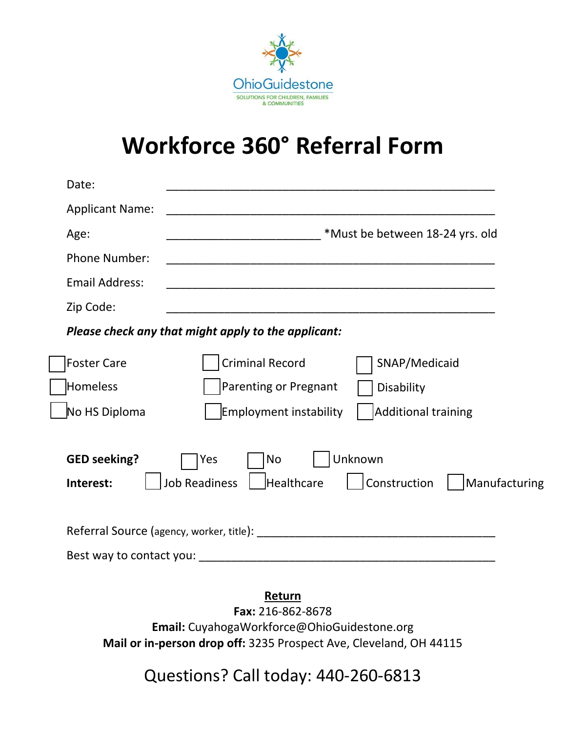OhioGuidestone

SOLUTIONS FOR CHILDREN, FAMILIES & COMMUNITIES

# Workforce 360° Referral Form

Date: ______________________________________________

Applicant Name: ______________________________________________

Age: ________________________ *Must be between 18-24 yrs. old

Phone Number: ______________________________________________

Email Address: ______________________________________________

Zip Code: ______________________________________________

***Please check any that might apply to the applicant:***

| | | |
|---|---|---|
| ☐ Foster Care | ☐ Criminal Record | ☐ SNAP/Medicaid |
| ☐ Homeless | ☐ Parenting or Pregnant | ☐ Disability |
| ☐ No HS Diploma | ☐ Employment instability | ☐ Additional training |

**GED seeking?** ☐ Yes ☐ No ☐ Unknown

**Interest:** ☐ Job Readiness ☐ Healthcare ☐ Construction ☐ Manufacturing

Referral Source (agency, worker, title): ______________________________________

Best way to contact you: ______________________________________________

**Return**

**Fax:** 216-862-8678

**Email:** CuyahogaWorkforce@OhioGuidestone.org

**Mail or in-person drop off:** 3235 Prospect Ave, Cleveland, OH 44115

Questions? Call today: 440-260-6813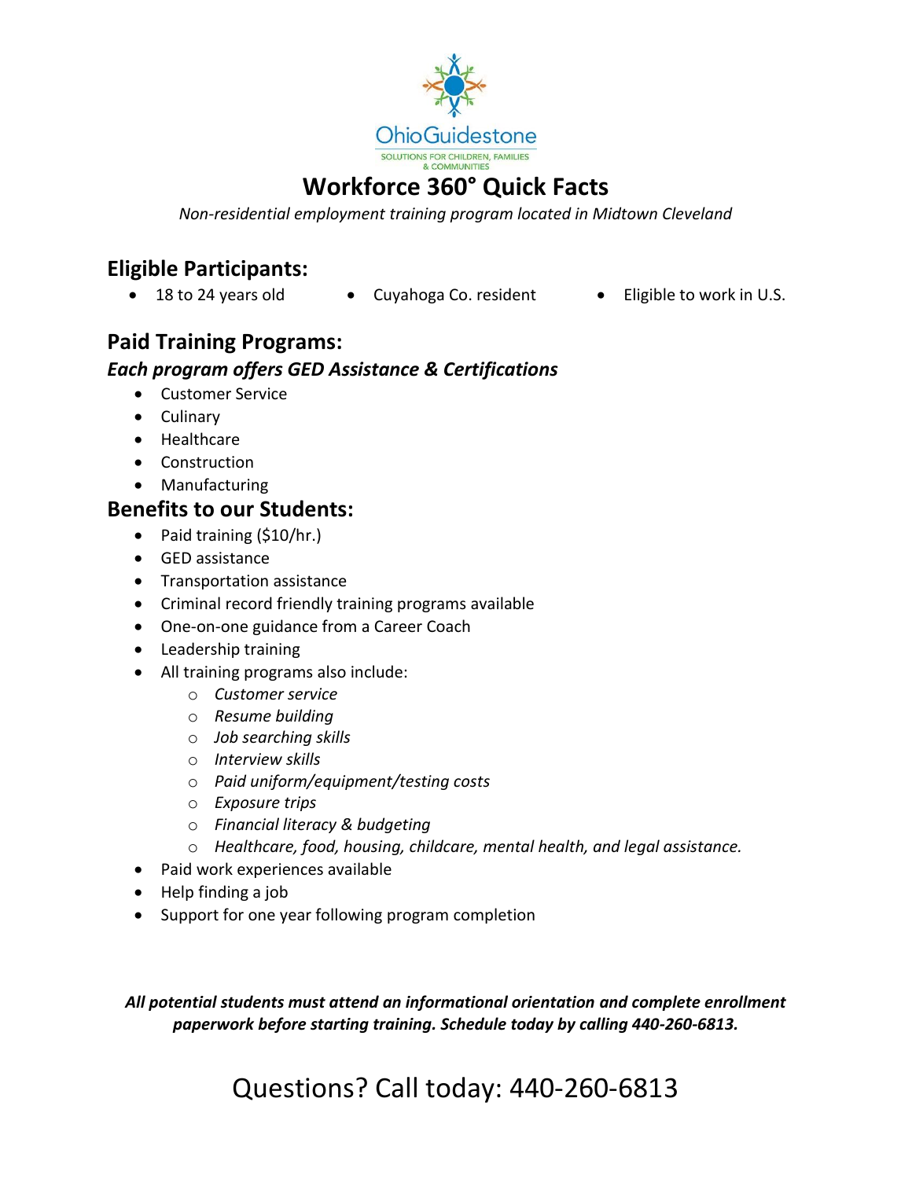OhioGuidestone

SOLUTIONS FOR CHILDREN, FAMILIES & COMMUNITIES

# Workforce 360° Quick Facts

*Non-residential employment training program located in Midtown Cleveland*

## Eligible Participants:

- 18 to 24 years old
- Cuyahoga Co. resident
- Eligible to work in U.S.

## Paid Training Programs:

### *Each program offers GED Assistance & Certifications*

- Customer Service
- Culinary
- Healthcare
- Construction
- Manufacturing

## Benefits to our Students:

- Paid training ($10/hr.)
- GED assistance
- Transportation assistance
- Criminal record friendly training programs available
- One-on-one guidance from a Career Coach
- Leadership training
- All training programs also include:
  - *Customer service*
  - *Resume building*
  - *Job searching skills*
  - *Interview skills*
  - *Paid uniform/equipment/testing costs*
  - *Exposure trips*
  - *Financial literacy & budgeting*
  - *Healthcare, food, housing, childcare, mental health, and legal assistance.*
- Paid work experiences available
- Help finding a job
- Support for one year following program completion

***All potential students must attend an informational orientation and complete enrollment paperwork before starting training. Schedule today by calling 440-260-6813.***

Questions? Call today: 440-260-6813